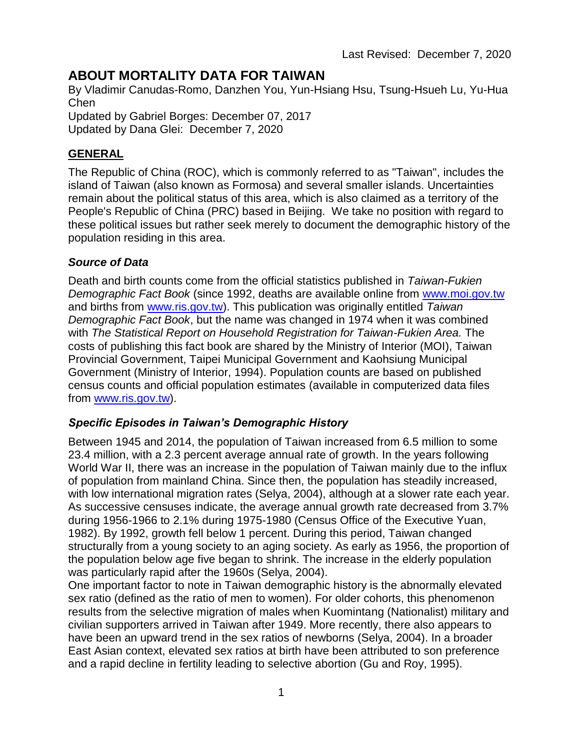Last Revised: December 7, 2020

# ABOUT MORTALITY DATA FOR TAIWAN

By Vladimir Canudas-Romo, Danzhen You, Yun-Hsiang Hsu, Tsung-Hsueh Lu, Yu-Hua Chen

Updated by Gabriel Borges: December 07, 2017

Updated by Dana Glei: December 7, 2020

## GENERAL

The Republic of China (ROC), which is commonly referred to as "Taiwan", includes the island of Taiwan (also known as Formosa) and several smaller islands. Uncertainties remain about the political status of this area, which is also claimed as a territory of the People's Republic of China (PRC) based in Beijing. We take no position with regard to these political issues but rather seek merely to document the demographic history of the population residing in this area.

### *Source of Data*

Death and birth counts come from the official statistics published in *Taiwan-Fukien Demographic Fact Book* (since 1992, deaths are available online from www.moi.gov.tw and births from www.ris.gov.tw). This publication was originally entitled *Taiwan Demographic Fact Book*, but the name was changed in 1974 when it was combined with *The Statistical Report on Household Registration for Taiwan-Fukien Area.* The costs of publishing this fact book are shared by the Ministry of Interior (MOI), Taiwan Provincial Government, Taipei Municipal Government and Kaohsiung Municipal Government (Ministry of Interior, 1994). Population counts are based on published census counts and official population estimates (available in computerized data files from www.ris.gov.tw).

### *Specific Episodes in Taiwan's Demographic History*

Between 1945 and 2014, the population of Taiwan increased from 6.5 million to some 23.4 million, with a 2.3 percent average annual rate of growth. In the years following World War II, there was an increase in the population of Taiwan mainly due to the influx of population from mainland China. Since then, the population has steadily increased, with low international migration rates (Selya, 2004), although at a slower rate each year. As successive censuses indicate, the average annual growth rate decreased from 3.7% during 1956-1966 to 2.1% during 1975-1980 (Census Office of the Executive Yuan, 1982). By 1992, growth fell below 1 percent. During this period, Taiwan changed structurally from a young society to an aging society. As early as 1956, the proportion of the population below age five began to shrink. The increase in the elderly population was particularly rapid after the 1960s (Selya, 2004).

One important factor to note in Taiwan demographic history is the abnormally elevated sex ratio (defined as the ratio of men to women). For older cohorts, this phenomenon results from the selective migration of males when Kuomintang (Nationalist) military and civilian supporters arrived in Taiwan after 1949. More recently, there also appears to have been an upward trend in the sex ratios of newborns (Selya, 2004). In a broader East Asian context, elevated sex ratios at birth have been attributed to son preference and a rapid decline in fertility leading to selective abortion (Gu and Roy, 1995).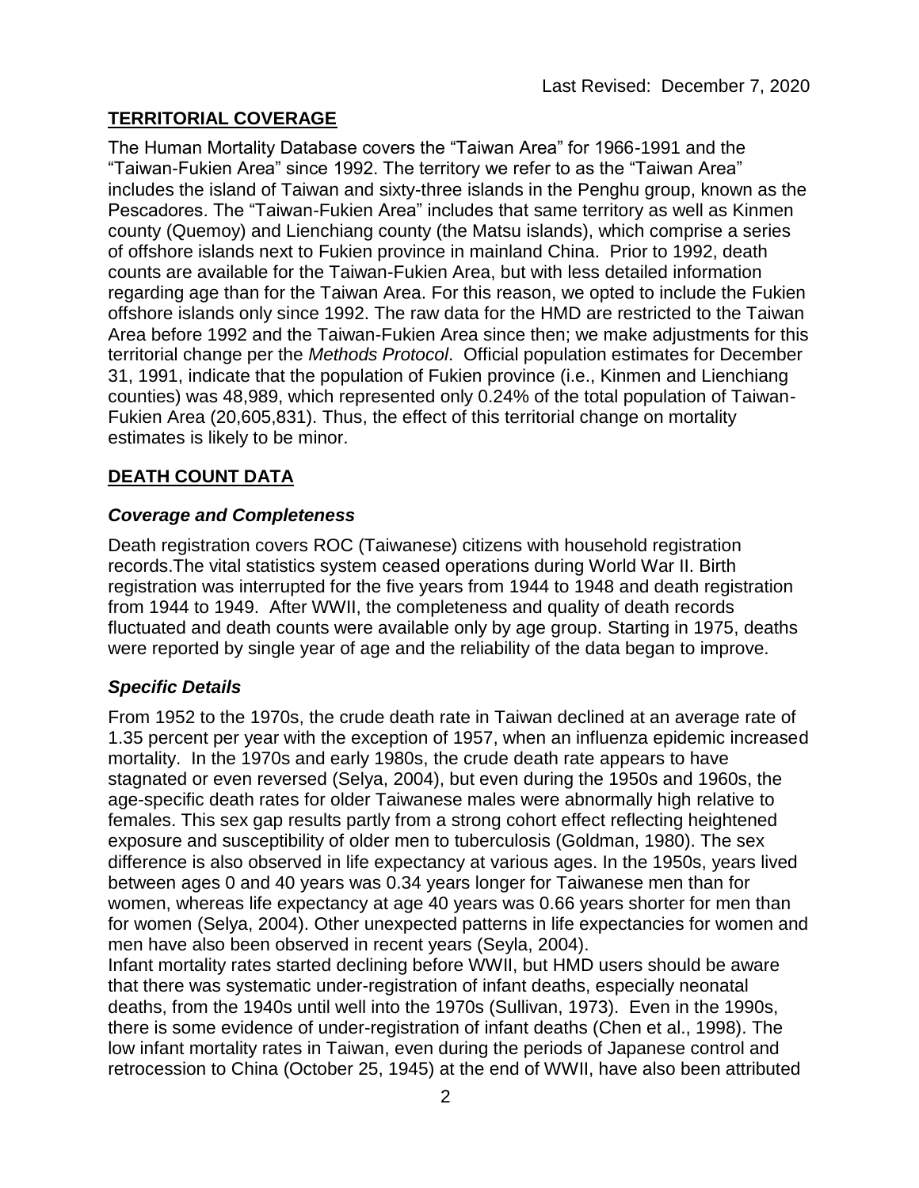Last Revised: December 7, 2020

## TERRITORIAL COVERAGE

The Human Mortality Database covers the "Taiwan Area" for 1966-1991 and the "Taiwan-Fukien Area" since 1992. The territory we refer to as the "Taiwan Area" includes the island of Taiwan and sixty-three islands in the Penghu group, known as the Pescadores. The "Taiwan-Fukien Area" includes that same territory as well as Kinmen county (Quemoy) and Lienchiang county (the Matsu islands), which comprise a series of offshore islands next to Fukien province in mainland China. Prior to 1992, death counts are available for the Taiwan-Fukien Area, but with less detailed information regarding age than for the Taiwan Area. For this reason, we opted to include the Fukien offshore islands only since 1992. The raw data for the HMD are restricted to the Taiwan Area before 1992 and the Taiwan-Fukien Area since then; we make adjustments for this territorial change per the *Methods Protocol*. Official population estimates for December 31, 1991, indicate that the population of Fukien province (i.e., Kinmen and Lienchiang counties) was 48,989, which represented only 0.24% of the total population of Taiwan-Fukien Area (20,605,831). Thus, the effect of this territorial change on mortality estimates is likely to be minor.

## DEATH COUNT DATA

### *Coverage and Completeness*

Death registration covers ROC (Taiwanese) citizens with household registration records.The vital statistics system ceased operations during World War II. Birth registration was interrupted for the five years from 1944 to 1948 and death registration from 1944 to 1949. After WWII, the completeness and quality of death records fluctuated and death counts were available only by age group. Starting in 1975, deaths were reported by single year of age and the reliability of the data began to improve.

### *Specific Details*

From 1952 to the 1970s, the crude death rate in Taiwan declined at an average rate of 1.35 percent per year with the exception of 1957, when an influenza epidemic increased mortality. In the 1970s and early 1980s, the crude death rate appears to have stagnated or even reversed (Selya, 2004), but even during the 1950s and 1960s, the age-specific death rates for older Taiwanese males were abnormally high relative to females. This sex gap results partly from a strong cohort effect reflecting heightened exposure and susceptibility of older men to tuberculosis (Goldman, 1980). The sex difference is also observed in life expectancy at various ages. In the 1950s, years lived between ages 0 and 40 years was 0.34 years longer for Taiwanese men than for women, whereas life expectancy at age 40 years was 0.66 years shorter for men than for women (Selya, 2004). Other unexpected patterns in life expectancies for women and men have also been observed in recent years (Seyla, 2004).

Infant mortality rates started declining before WWII, but HMD users should be aware that there was systematic under-registration of infant deaths, especially neonatal deaths, from the 1940s until well into the 1970s (Sullivan, 1973). Even in the 1990s, there is some evidence of under-registration of infant deaths (Chen et al., 1998). The low infant mortality rates in Taiwan, even during the periods of Japanese control and retrocession to China (October 25, 1945) at the end of WWII, have also been attributed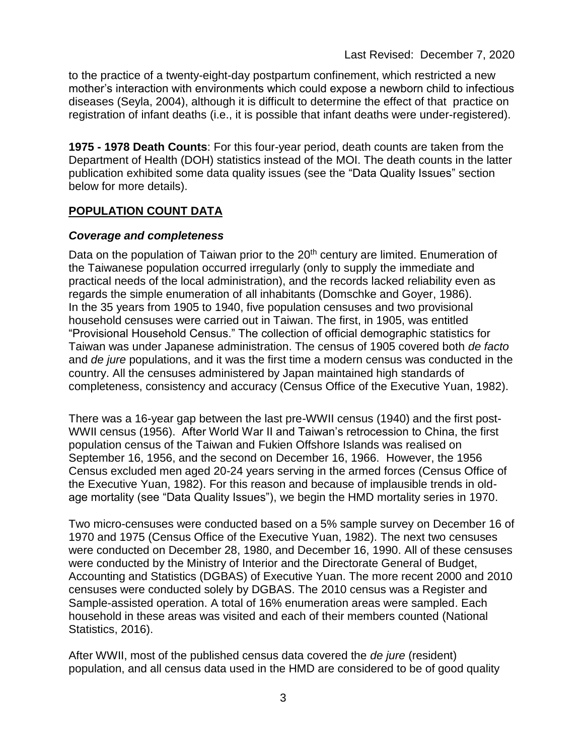to the practice of a twenty-eight-day postpartum confinement, which restricted a new mother's interaction with environments which could expose a newborn child to infectious diseases (Seyla, 2004), although it is difficult to determine the effect of that practice on registration of infant deaths (i.e., it is possible that infant deaths were under-registered).

**1975 - 1978 Death Counts**: For this four-year period, death counts are taken from the Department of Health (DOH) statistics instead of the MOI. The death counts in the latter publication exhibited some data quality issues (see the "Data Quality Issues" section below for more details).

## POPULATION COUNT DATA

### *Coverage and completeness*

Data on the population of Taiwan prior to the 20th century are limited. Enumeration of the Taiwanese population occurred irregularly (only to supply the immediate and practical needs of the local administration), and the records lacked reliability even as regards the simple enumeration of all inhabitants (Domschke and Goyer, 1986). In the 35 years from 1905 to 1940, five population censuses and two provisional household censuses were carried out in Taiwan. The first, in 1905, was entitled "Provisional Household Census." The collection of official demographic statistics for Taiwan was under Japanese administration. The census of 1905 covered both *de facto* and *de jure* populations, and it was the first time a modern census was conducted in the country. All the censuses administered by Japan maintained high standards of completeness, consistency and accuracy (Census Office of the Executive Yuan, 1982).

There was a 16-year gap between the last pre-WWII census (1940) and the first post-WWII census (1956). After World War II and Taiwan's retrocession to China, the first population census of the Taiwan and Fukien Offshore Islands was realised on September 16, 1956, and the second on December 16, 1966. However, the 1956 Census excluded men aged 20-24 years serving in the armed forces (Census Office of the Executive Yuan, 1982). For this reason and because of implausible trends in old-age mortality (see "Data Quality Issues"), we begin the HMD mortality series in 1970.

Two micro-censuses were conducted based on a 5% sample survey on December 16 of 1970 and 1975 (Census Office of the Executive Yuan, 1982). The next two censuses were conducted on December 28, 1980, and December 16, 1990. All of these censuses were conducted by the Ministry of Interior and the Directorate General of Budget, Accounting and Statistics (DGBAS) of Executive Yuan. The more recent 2000 and 2010 censuses were conducted solely by DGBAS. The 2010 census was a Register and Sample-assisted operation. A total of 16% enumeration areas were sampled. Each household in these areas was visited and each of their members counted (National Statistics, 2016).

After WWII, most of the published census data covered the *de jure* (resident) population, and all census data used in the HMD are considered to be of good quality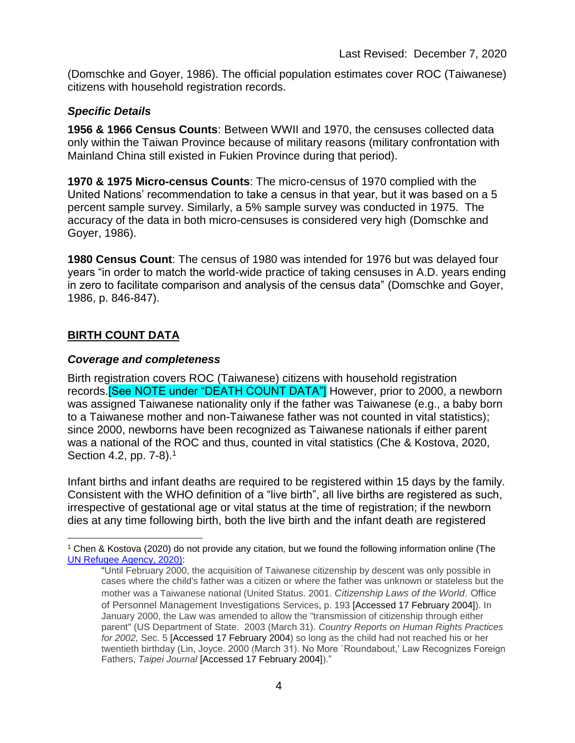(Domschke and Goyer, 1986). The official population estimates cover ROC (Taiwanese) citizens with household registration records.

### *Specific Details*

**1956 & 1966 Census Counts**: Between WWII and 1970, the censuses collected data only within the Taiwan Province because of military reasons (military confrontation with Mainland China still existed in Fukien Province during that period).

**1970 & 1975 Micro-census Counts**: The micro-census of 1970 complied with the United Nations' recommendation to take a census in that year, but it was based on a 5 percent sample survey. Similarly, a 5% sample survey was conducted in 1975. The accuracy of the data in both micro-censuses is considered very high (Domschke and Goyer, 1986).

**1980 Census Count**: The census of 1980 was intended for 1976 but was delayed four years "in order to match the world-wide practice of taking censuses in A.D. years ending in zero to facilitate comparison and analysis of the census data" (Domschke and Goyer, 1986, p. 846-847).

## BIRTH COUNT DATA

### *Coverage and completeness*

Birth registration covers ROC (Taiwanese) citizens with household registration records. [See NOTE under "DEATH COUNT DATA"] However, prior to 2000, a newborn was assigned Taiwanese nationality only if the father was Taiwanese (e.g., a baby born to a Taiwanese mother and non-Taiwanese father was not counted in vital statistics); since 2000, newborns have been recognized as Taiwanese nationals if either parent was a national of the ROC and thus, counted in vital statistics (Che & Kostova, 2020, Section 4.2, pp. 7-8).[1]

Infant births and infant deaths are required to be registered within 15 days by the family. Consistent with the WHO definition of a "live birth", all live births are registered as such, irrespective of gestational age or vital status at the time of registration; if the newborn dies at any time following birth, both the live birth and the infant death are registered

---

[1] Chen & Kostova (2020) do not provide any citation, but we found the following information online (The UN Refugee Agency, 2020):

> "Until February 2000, the acquisition of Taiwanese citizenship by descent was only possible in cases where the child's father was a citizen or where the father was unknown or stateless but the mother was a Taiwanese national (United Status. 2001. *Citizenship Laws of the World*. Office of Personnel Management Investigations Services, p. 193 [Accessed 17 February 2004]). In January 2000, the Law was amended to allow the "transmission of citizenship through either parent" (US Department of State. 2003 (March 31). *Country Reports on Human Rights Practices for 2002,* Sec. 5 [Accessed 17 February 2004) so long as the child had not reached his or her twentieth birthday (Lin, Joyce. 2000 (March 31). No More `Roundabout,' Law Recognizes Foreign Fathers, *Taipei Journal* [Accessed 17 February 2004])."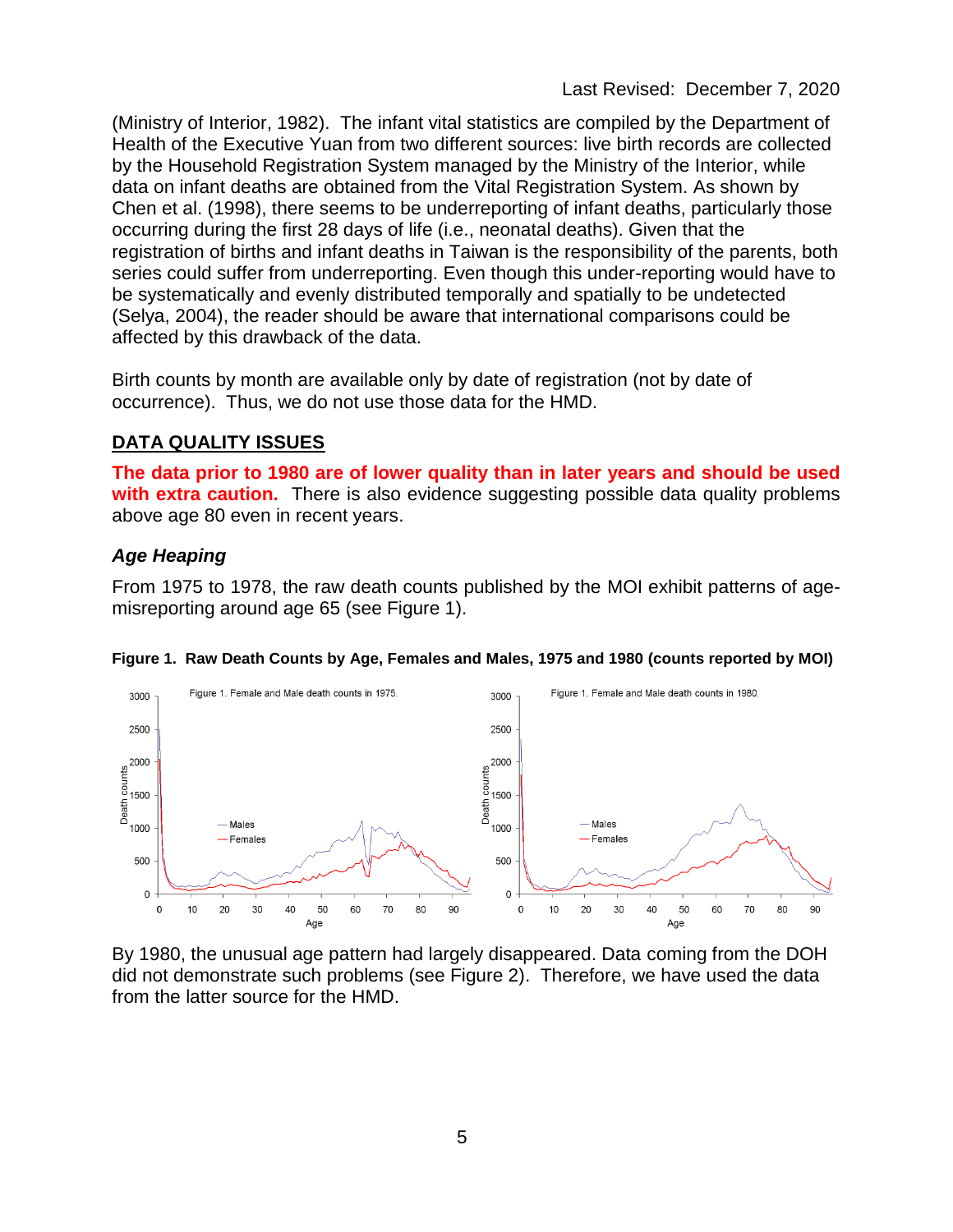(Ministry of Interior, 1982). The infant vital statistics are compiled by the Department of Health of the Executive Yuan from two different sources: live birth records are collected by the Household Registration System managed by the Ministry of the Interior, while data on infant deaths are obtained from the Vital Registration System. As shown by Chen et al. (1998), there seems to be underreporting of infant deaths, particularly those occurring during the first 28 days of life (i.e., neonatal deaths). Given that the registration of births and infant deaths in Taiwan is the responsibility of the parents, both series could suffer from underreporting. Even though this under-reporting would have to be systematically and evenly distributed temporally and spatially to be undetected (Selya, 2004), the reader should be aware that international comparisons could be affected by this drawback of the data.

Birth counts by month are available only by date of registration (not by date of occurrence). Thus, we do not use those data for the HMD.

## DATA QUALITY ISSUES

**The data prior to 1980 are of lower quality than in later years and should be used with extra caution.** There is also evidence suggesting possible data quality problems above age 80 even in recent years.

### *Age Heaping*

From 1975 to 1978, the raw death counts published by the MOI exhibit patterns of age-misreporting around age 65 (see Figure 1).

**Figure 1. Raw Death Counts by Age, Females and Males, 1975 and 1980 (counts reported by MOI)**

By 1980, the unusual age pattern had largely disappeared. Data coming from the DOH did not demonstrate such problems (see Figure 2). Therefore, we have used the data from the latter source for the HMD.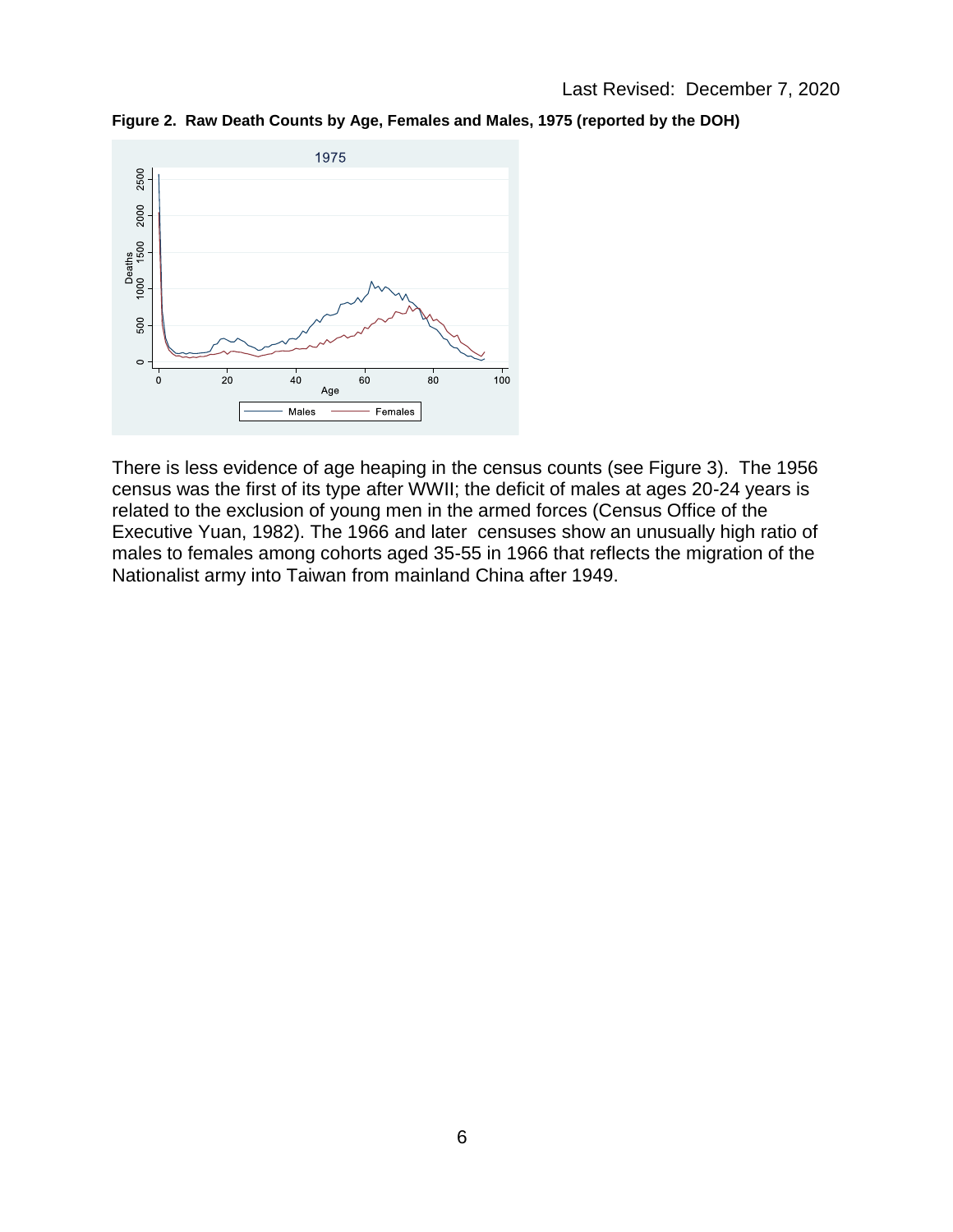Last Revised: December 7, 2020

**Figure 2. Raw Death Counts by Age, Females and Males, 1975 (reported by the DOH)**

There is less evidence of age heaping in the census counts (see Figure 3). The 1956 census was the first of its type after WWII; the deficit of males at ages 20-24 years is related to the exclusion of young men in the armed forces (Census Office of the Executive Yuan, 1982). The 1966 and later censuses show an unusually high ratio of males to females among cohorts aged 35-55 in 1966 that reflects the migration of the Nationalist army into Taiwan from mainland China after 1949.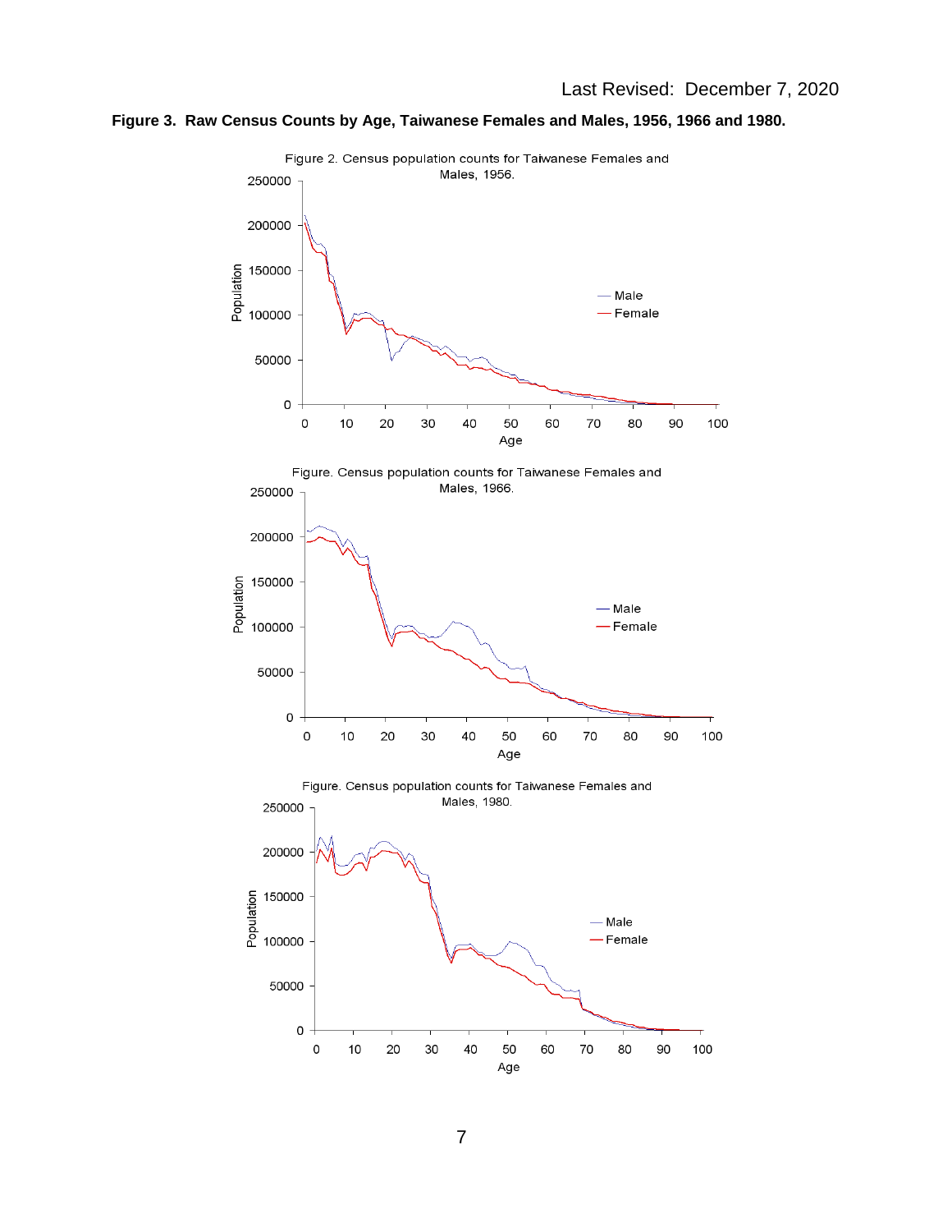**Figure 3. Raw Census Counts by Age, Taiwanese Females and Males, 1956, 1966 and 1980.**

Figure 2. Census population counts for Taiwanese Females and Males, 1956.

Figure. Census population counts for Taiwanese Females and Males, 1966.

Figure. Census population counts for Taiwanese Females and Males, 1980.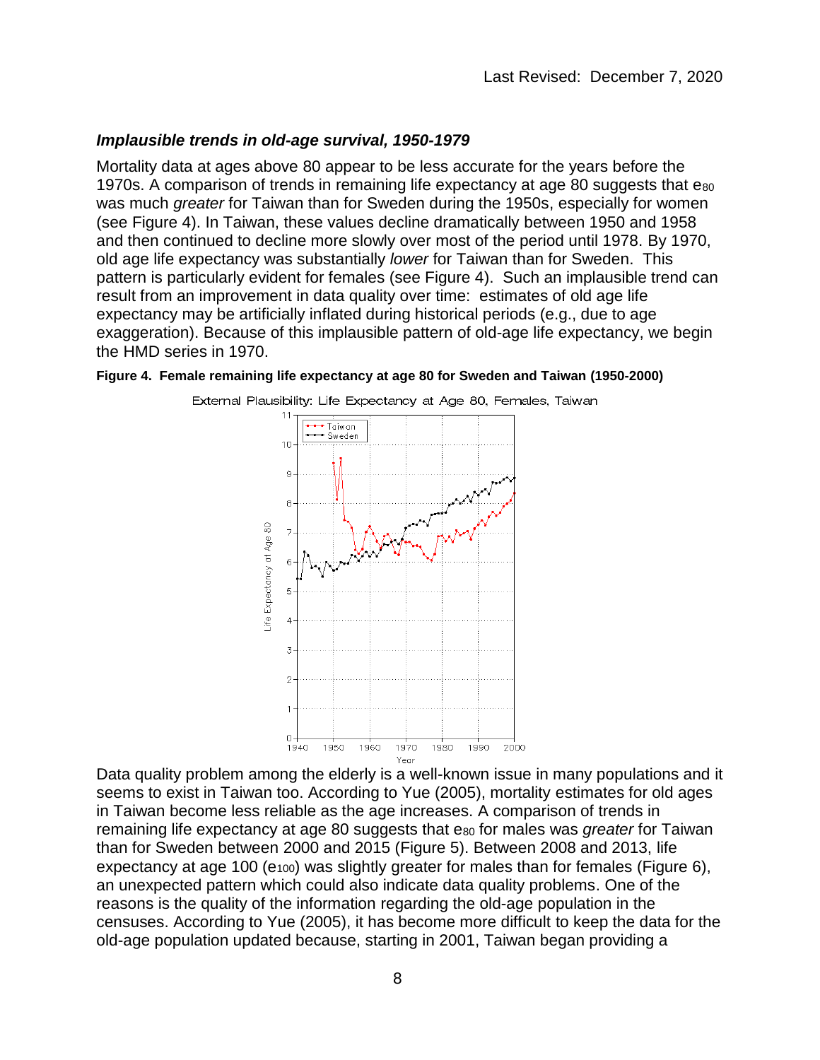### *Implausible trends in old-age survival, 1950-1979*

Mortality data at ages above 80 appear to be less accurate for the years before the 1970s. A comparison of trends in remaining life expectancy at age 80 suggests that $e_{80}$ was much *greater* for Taiwan than for Sweden during the 1950s, especially for women (see Figure 4). In Taiwan, these values decline dramatically between 1950 and 1958 and then continued to decline more slowly over most of the period until 1978. By 1970, old age life expectancy was substantially *lower* for Taiwan than for Sweden. This pattern is particularly evident for females (see Figure 4). Such an implausible trend can result from an improvement in data quality over time: estimates of old age life expectancy may be artificially inflated during historical periods (e.g., due to age exaggeration). Because of this implausible pattern of old-age life expectancy, we begin the HMD series in 1970.

**Figure 4. Female remaining life expectancy at age 80 for Sweden and Taiwan (1950-2000)**

Data quality problem among the elderly is a well-known issue in many populations and it seems to exist in Taiwan too. According to Yue (2005), mortality estimates for old ages in Taiwan become less reliable as the age increases. A comparison of trends in remaining life expectancy at age 80 suggests that $e_{80}$ for males was *greater* for Taiwan than for Sweden between 2000 and 2015 (Figure 5). Between 2008 and 2013, life expectancy at age 100 ($e_{100}$) was slightly greater for males than for females (Figure 6), an unexpected pattern which could also indicate data quality problems. One of the reasons is the quality of the information regarding the old-age population in the censuses. According to Yue (2005), it has become more difficult to keep the data for the old-age population updated because, starting in 2001, Taiwan began providing a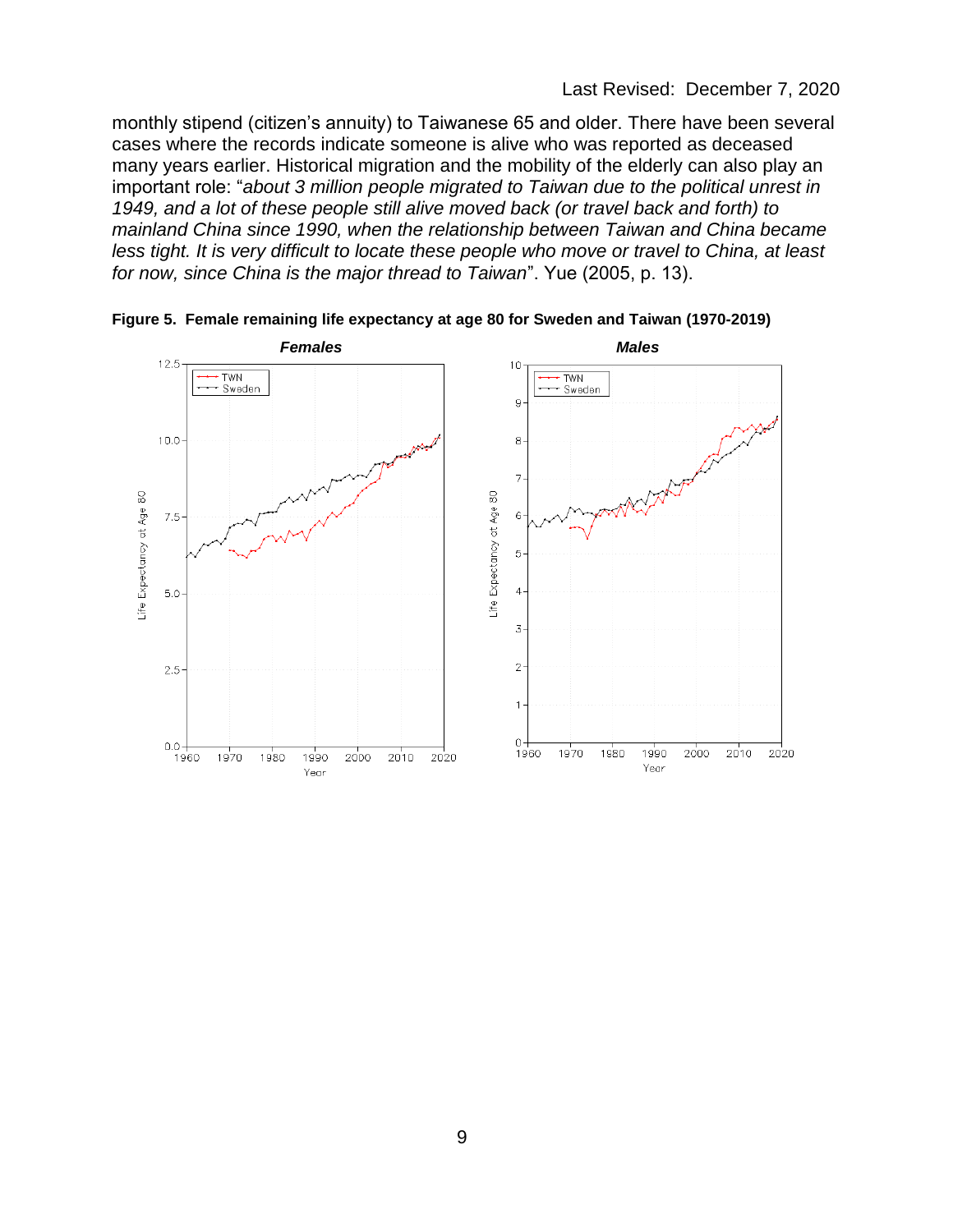monthly stipend (citizen's annuity) to Taiwanese 65 and older. There have been several cases where the records indicate someone is alive who was reported as deceased many years earlier. Historical migration and the mobility of the elderly can also play an important role: "*about 3 million people migrated to Taiwan due to the political unrest in 1949, and a lot of these people still alive moved back (or travel back and forth) to mainland China since 1990, when the relationship between Taiwan and China became less tight. It is very difficult to locate these people who move or travel to China, at least for now, since China is the major thread to Taiwan*". Yue (2005, p. 13).

**Figure 5. Female remaining life expectancy at age 80 for Sweden and Taiwan (1970-2019)**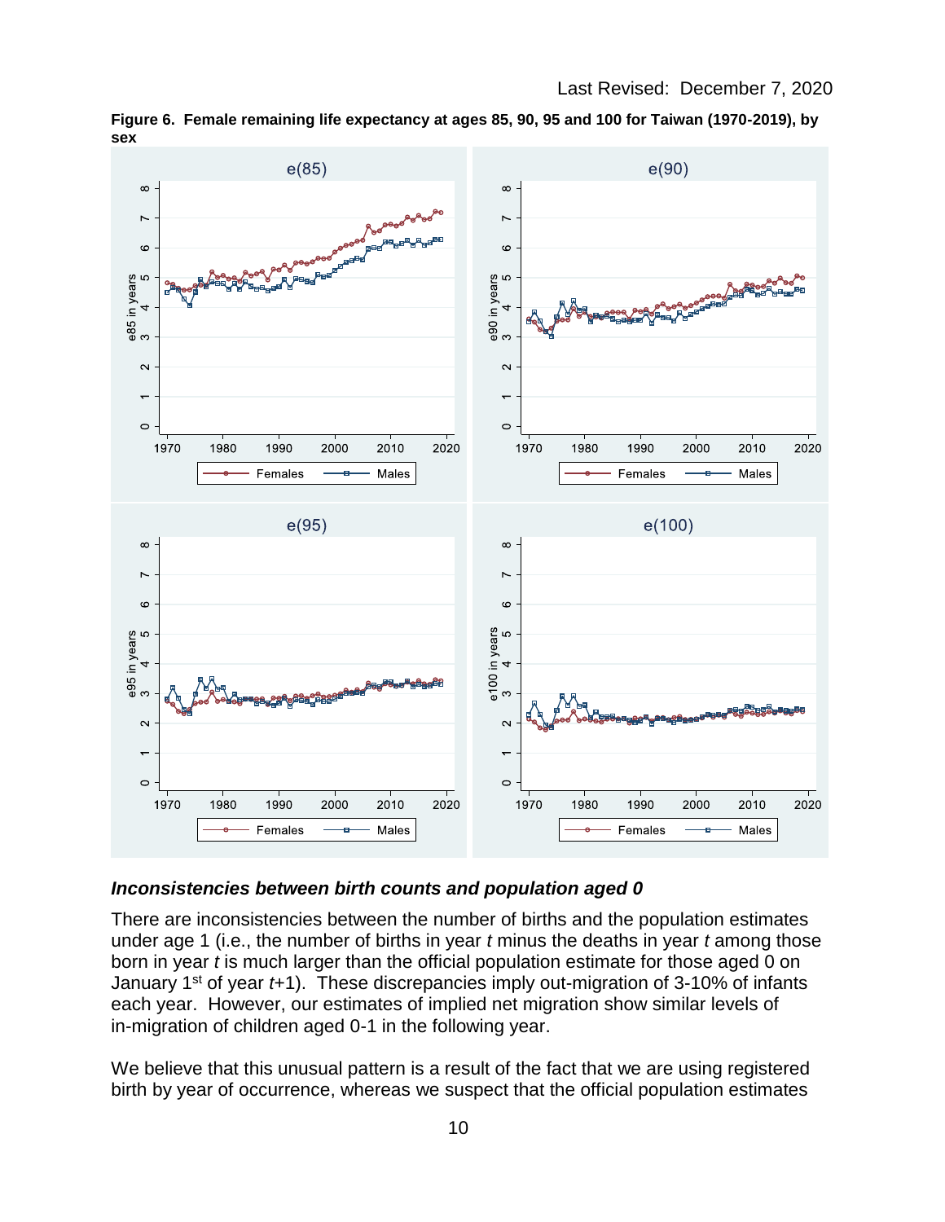**Figure 6. Female remaining life expectancy at ages 85, 90, 95 and 100 for Taiwan (1970-2019), by sex**

### *Inconsistencies between birth counts and population aged 0*

There are inconsistencies between the number of births and the population estimates under age 1 (i.e., the number of births in year *t* minus the deaths in year *t* among those born in year *t* is much larger than the official population estimate for those aged 0 on January 1st of year *t*+1). These discrepancies imply out-migration of 3-10% of infants each year. However, our estimates of implied net migration show similar levels of in-migration of children aged 0-1 in the following year.

We believe that this unusual pattern is a result of the fact that we are using registered birth by year of occurrence, whereas we suspect that the official population estimates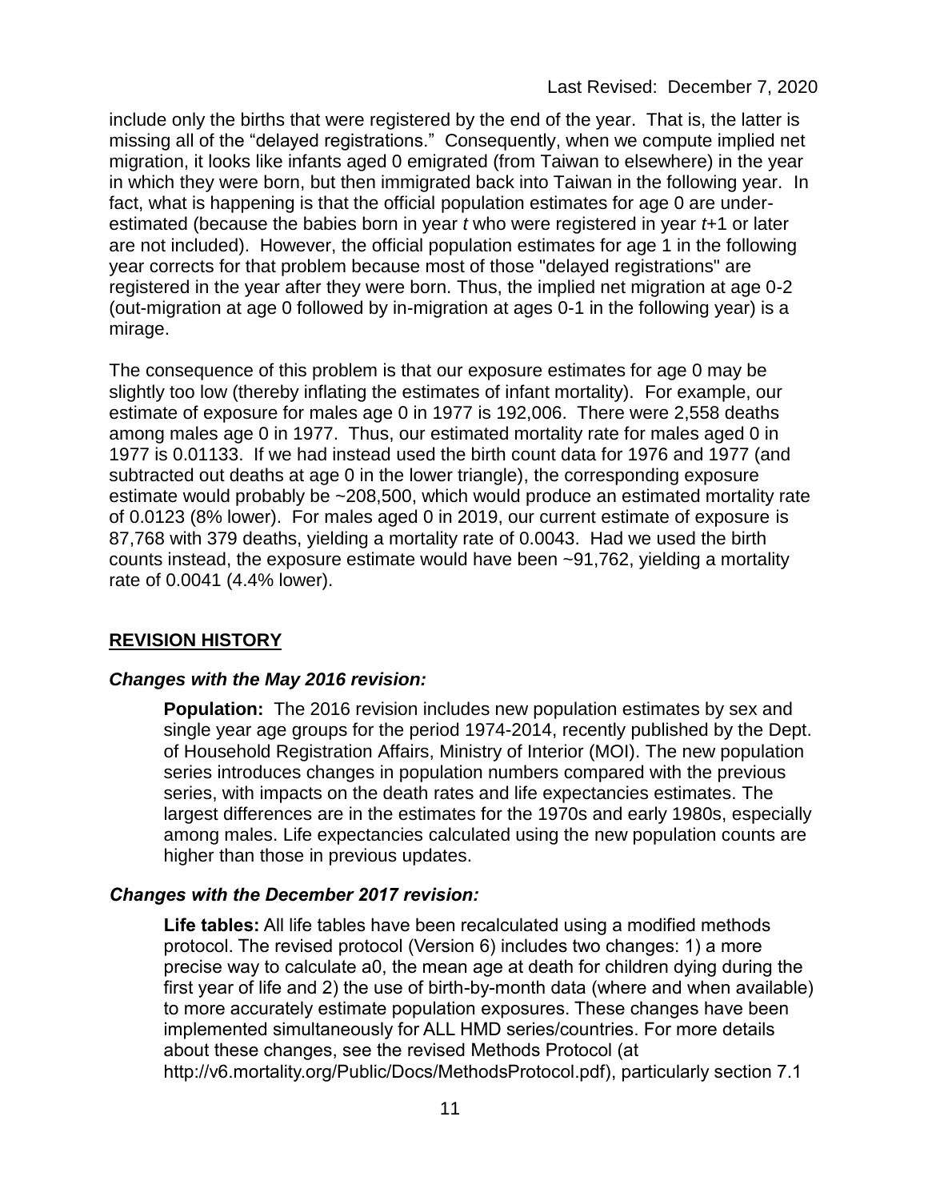include only the births that were registered by the end of the year. That is, the latter is missing all of the “delayed registrations.” Consequently, when we compute implied net migration, it looks like infants aged 0 emigrated (from Taiwan to elsewhere) in the year in which they were born, but then immigrated back into Taiwan in the following year. In fact, what is happening is that the official population estimates for age 0 are under-estimated (because the babies born in year *t* who were registered in year *t*+1 or later are not included). However, the official population estimates for age 1 in the following year corrects for that problem because most of those "delayed registrations" are registered in the year after they were born. Thus, the implied net migration at age 0-2 (out-migration at age 0 followed by in-migration at ages 0-1 in the following year) is a mirage.

The consequence of this problem is that our exposure estimates for age 0 may be slightly too low (thereby inflating the estimates of infant mortality). For example, our estimate of exposure for males age 0 in 1977 is 192,006. There were 2,558 deaths among males age 0 in 1977. Thus, our estimated mortality rate for males aged 0 in 1977 is 0.01133. If we had instead used the birth count data for 1976 and 1977 (and subtracted out deaths at age 0 in the lower triangle), the corresponding exposure estimate would probably be ~208,500, which would produce an estimated mortality rate of 0.0123 (8% lower). For males aged 0 in 2019, our current estimate of exposure is 87,768 with 379 deaths, yielding a mortality rate of 0.0043. Had we used the birth counts instead, the exposure estimate would have been ~91,762, yielding a mortality rate of 0.0041 (4.4% lower).

## REVISION HISTORY

### *Changes with the May 2016 revision:*

**Population:** The 2016 revision includes new population estimates by sex and single year age groups for the period 1974-2014, recently published by the Dept. of Household Registration Affairs, Ministry of Interior (MOI). The new population series introduces changes in population numbers compared with the previous series, with impacts on the death rates and life expectancies estimates. The largest differences are in the estimates for the 1970s and early 1980s, especially among males. Life expectancies calculated using the new population counts are higher than those in previous updates.

### *Changes with the December 2017 revision:*

**Life tables:** All life tables have been recalculated using a modified methods protocol. The revised protocol (Version 6) includes two changes: 1) a more precise way to calculate a0, the mean age at death for children dying during the first year of life and 2) the use of birth-by-month data (where and when available) to more accurately estimate population exposures. These changes have been implemented simultaneously for ALL HMD series/countries. For more details about these changes, see the revised Methods Protocol (at http://v6.mortality.org/Public/Docs/MethodsProtocol.pdf), particularly section 7.1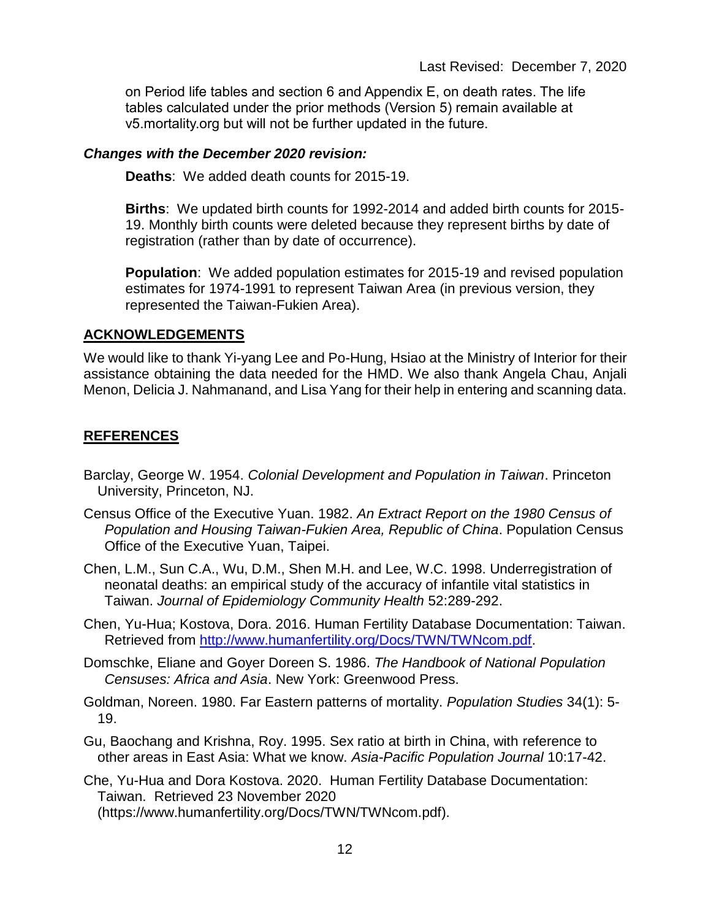on Period life tables and section 6 and Appendix E, on death rates. The life tables calculated under the prior methods (Version 5) remain available at v5.mortality.org but will not be further updated in the future.

***Changes with the December 2020 revision:***

**Deaths**: We added death counts for 2015-19.

**Births**: We updated birth counts for 1992-2014 and added birth counts for 2015-19. Monthly birth counts were deleted because they represent births by date of registration (rather than by date of occurrence).

**Population**: We added population estimates for 2015-19 and revised population estimates for 1974-1991 to represent Taiwan Area (in previous version, they represented the Taiwan-Fukien Area).

## ACKNOWLEDGEMENTS

We would like to thank Yi-yang Lee and Po-Hung, Hsiao at the Ministry of Interior for their assistance obtaining the data needed for the HMD. We also thank Angela Chau, Anjali Menon, Delicia J. Nahmanand, and Lisa Yang for their help in entering and scanning data.

## REFERENCES

Barclay, George W. 1954. *Colonial Development and Population in Taiwan*. Princeton University, Princeton, NJ.

Census Office of the Executive Yuan. 1982. *An Extract Report on the 1980 Census of Population and Housing Taiwan-Fukien Area, Republic of China*. Population Census Office of the Executive Yuan, Taipei.

Chen, L.M., Sun C.A., Wu, D.M., Shen M.H. and Lee, W.C. 1998. Underregistration of neonatal deaths: an empirical study of the accuracy of infantile vital statistics in Taiwan. *Journal of Epidemiology Community Health* 52:289-292.

Chen, Yu-Hua; Kostova, Dora. 2016. Human Fertility Database Documentation: Taiwan. Retrieved from http://www.humanfertility.org/Docs/TWN/TWNcom.pdf.

Domschke, Eliane and Goyer Doreen S. 1986. *The Handbook of National Population Censuses: Africa and Asia*. New York: Greenwood Press.

Goldman, Noreen. 1980. Far Eastern patterns of mortality. *Population Studies* 34(1): 5-19.

Gu, Baochang and Krishna, Roy. 1995. Sex ratio at birth in China, with reference to other areas in East Asia: What we know. *Asia-Pacific Population Journal* 10:17-42.

Che, Yu-Hua and Dora Kostova. 2020. Human Fertility Database Documentation: Taiwan. Retrieved 23 November 2020 (https://www.humanfertility.org/Docs/TWN/TWNcom.pdf).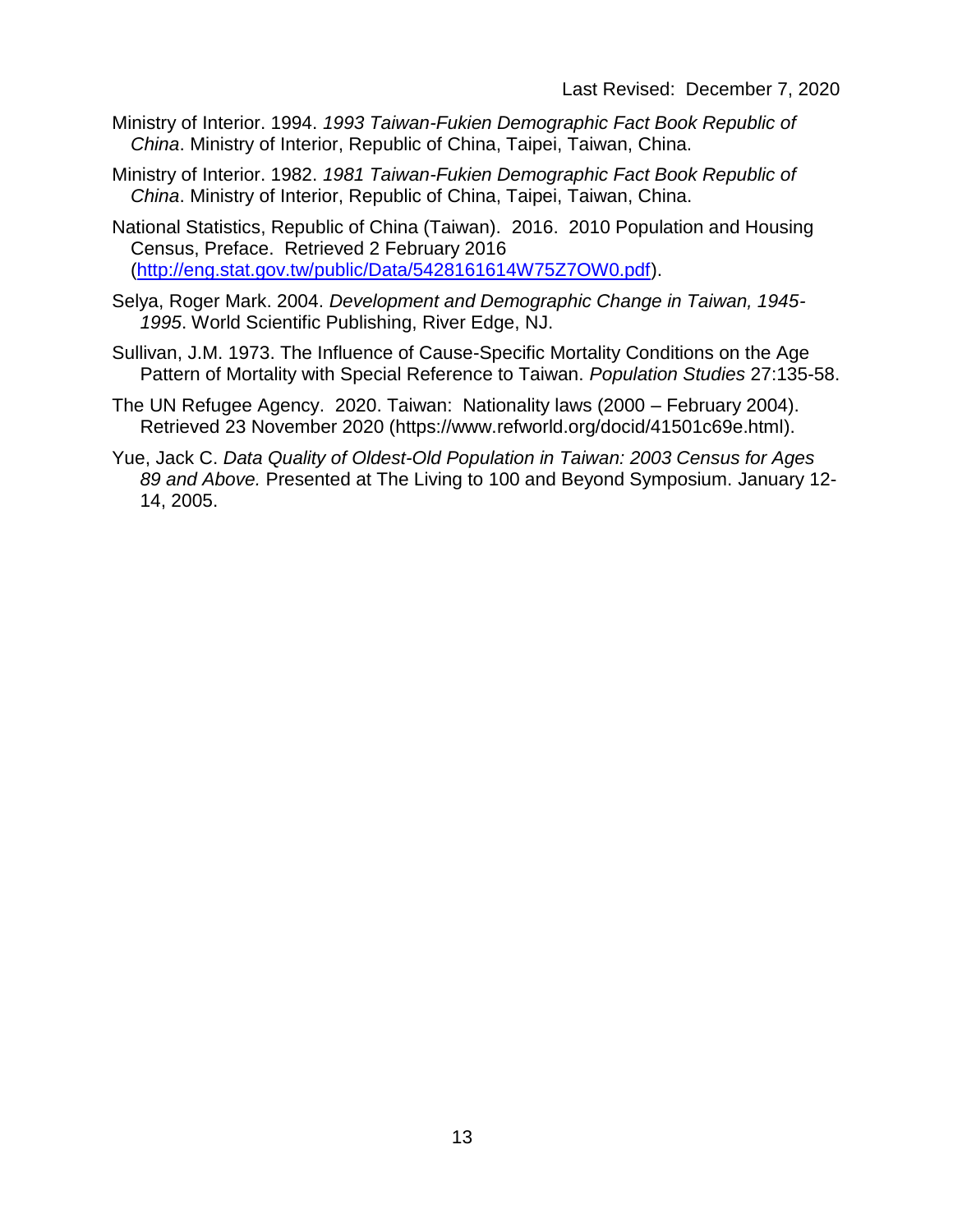Ministry of Interior. 1994. *1993 Taiwan-Fukien Demographic Fact Book Republic of China*. Ministry of Interior, Republic of China, Taipei, Taiwan, China.

Ministry of Interior. 1982. *1981 Taiwan-Fukien Demographic Fact Book Republic of China*. Ministry of Interior, Republic of China, Taipei, Taiwan, China.

National Statistics, Republic of China (Taiwan). 2016. 2010 Population and Housing Census, Preface. Retrieved 2 February 2016 (http://eng.stat.gov.tw/public/Data/5428161614W75Z7OW0.pdf).

Selya, Roger Mark. 2004. *Development and Demographic Change in Taiwan, 1945-1995*. World Scientific Publishing, River Edge, NJ.

Sullivan, J.M. 1973. The Influence of Cause-Specific Mortality Conditions on the Age Pattern of Mortality with Special Reference to Taiwan. *Population Studies* 27:135-58.

The UN Refugee Agency. 2020. Taiwan: Nationality laws (2000 – February 2004). Retrieved 23 November 2020 (https://www.refworld.org/docid/41501c69e.html).

Yue, Jack C. *Data Quality of Oldest-Old Population in Taiwan: 2003 Census for Ages 89 and Above.* Presented at The Living to 100 and Beyond Symposium. January 12-14, 2005.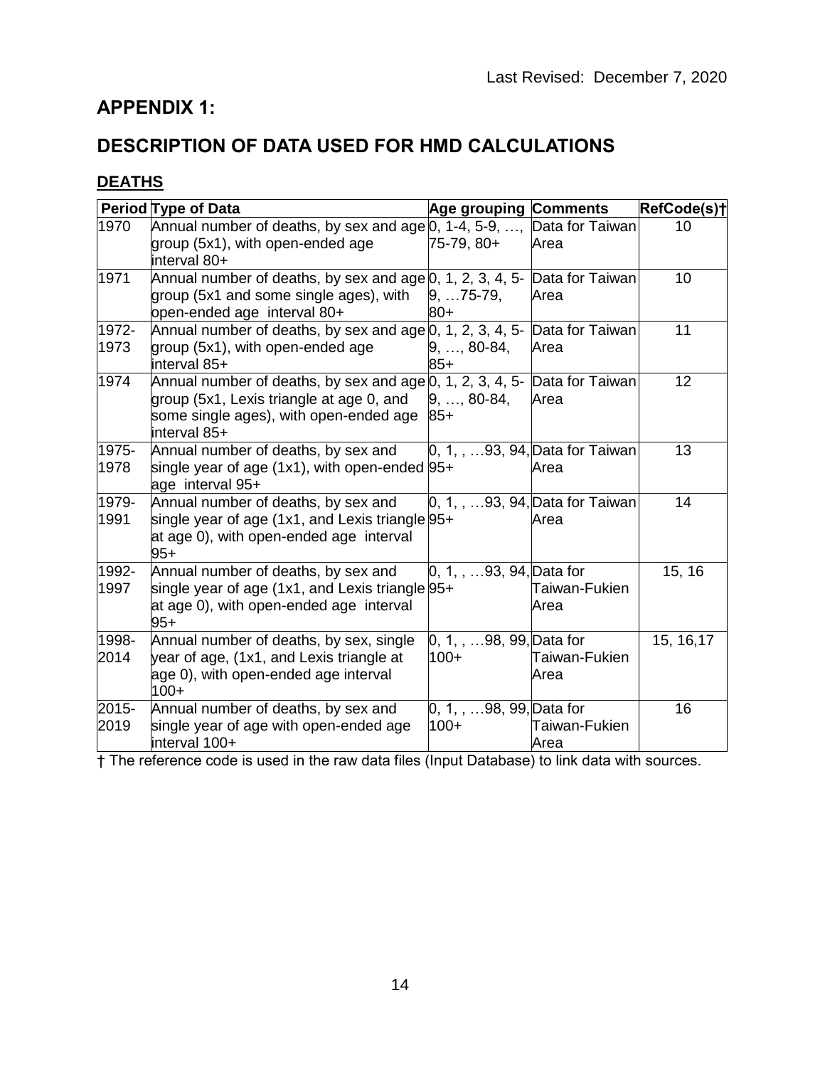Last Revised: December 7, 2020

# APPENDIX 1:

# DESCRIPTION OF DATA USED FOR HMD CALCULATIONS

## DEATHS

| Period | Type of Data | Age grouping | Comments | RefCode(s)† |
|---|---|---|---|---|
| 1970 | Annual number of deaths, by sex and age group (5x1), with open-ended age interval 80+ | 0, 1-4, 5-9, …, 75-79, 80+ | Data for Taiwan Area | 10 |
| 1971 | Annual number of deaths, by sex and age group (5x1 and some single ages), with open-ended age interval 80+ | 0, 1, 2, 3, 4, 5-9, …75-79, 80+ | Data for Taiwan Area | 10 |
| 1972-1973 | Annual number of deaths, by sex and age group (5x1), with open-ended age interval 85+ | 0, 1, 2, 3, 4, 5-9, …, 80-84, 85+ | Data for Taiwan Area | 11 |
| 1974 | Annual number of deaths, by sex and age group (5x1, Lexis triangle at age 0, and some single ages), with open-ended age interval 85+ | 0, 1, 2, 3, 4, 5-9, …, 80-84, 85+ | Data for Taiwan Area | 12 |
| 1975-1978 | Annual number of deaths, by sex and single year of age (1x1), with open-ended age interval 95+ | 0, 1, , …93, 94, 95+ | Data for Taiwan Area | 13 |
| 1979-1991 | Annual number of deaths, by sex and single year of age (1x1, and Lexis triangle at age 0), with open-ended age interval 95+ | 0, 1, , …93, 94, 95+ | Data for Taiwan Area | 14 |
| 1992-1997 | Annual number of deaths, by sex and single year of age (1x1, and Lexis triangle at age 0), with open-ended age interval 95+ | 0, 1, , …93, 94, 95+ | Data for Taiwan-Fukien Area | 15, 16 |
| 1998-2014 | Annual number of deaths, by sex, single year of age, (1x1, and Lexis triangle at age 0), with open-ended age interval 100+ | 0, 1, , …98, 99, 100+ | Data for Taiwan-Fukien Area | 15, 16,17 |
| 2015-2019 | Annual number of deaths, by sex and single year of age with open-ended age interval 100+ | 0, 1, , …98, 99, 100+ | Data for Taiwan-Fukien Area | 16 |

† The reference code is used in the raw data files (Input Database) to link data with sources.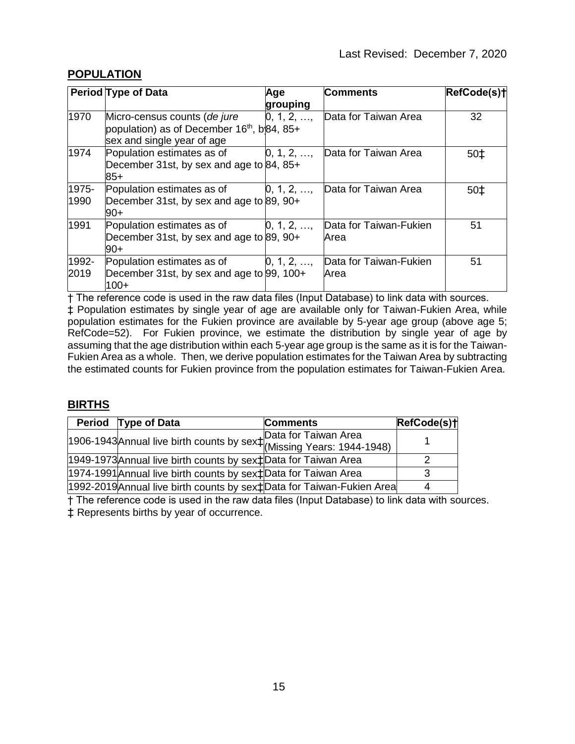Last Revised: December 7, 2020

## POPULATION

| Period | Type of Data | Age grouping | Comments | RefCode(s)† |
|---|---|---|---|---|
| 1970 | Micro-census counts (*de jure* population) as of December 16th, by sex and single year of age | 0, 1, 2, …, 84, 85+ | Data for Taiwan Area | 32 |
| 1974 | Population estimates as of December 31st, by sex and age to 85+ | 0, 1, 2, …, 84, 85+ | Data for Taiwan Area | 50‡ |
| 1975-1990 | Population estimates as of December 31st, by sex and age to 90+ | 0, 1, 2, …, 89, 90+ | Data for Taiwan Area | 50‡ |
| 1991 | Population estimates as of December 31st, by sex and age to 90+ | 0, 1, 2, …, 89, 90+ | Data for Taiwan-Fukien Area | 51 |
| 1992-2019 | Population estimates as of December 31st, by sex and age to 100+ | 0, 1, 2, …, 99, 100+ | Data for Taiwan-Fukien Area | 51 |

† The reference code is used in the raw data files (Input Database) to link data with sources.
‡ Population estimates by single year of age are available only for Taiwan-Fukien Area, while population estimates for the Fukien province are available by 5-year age group (above age 5; RefCode=52). For Fukien province, we estimate the distribution by single year of age by assuming that the age distribution within each 5-year age group is the same as it is for the Taiwan-Fukien Area as a whole. Then, we derive population estimates for the Taiwan Area by subtracting the estimated counts for Fukien province from the population estimates for Taiwan-Fukien Area.

## BIRTHS

| Period | Type of Data | Comments | RefCode(s)† |
|---|---|---|---|
| 1906-1943 | Annual live birth counts by sex‡ | Data for Taiwan Area (Missing Years: 1944-1948) | 1 |
| 1949-1973 | Annual live birth counts by sex‡ | Data for Taiwan Area | 2 |
| 1974-1991 | Annual live birth counts by sex‡ | Data for Taiwan Area | 3 |
| 1992-2019 | Annual live birth counts by sex‡ | Data for Taiwan-Fukien Area | 4 |

† The reference code is used in the raw data files (Input Database) to link data with sources.
‡ Represents births by year of occurrence.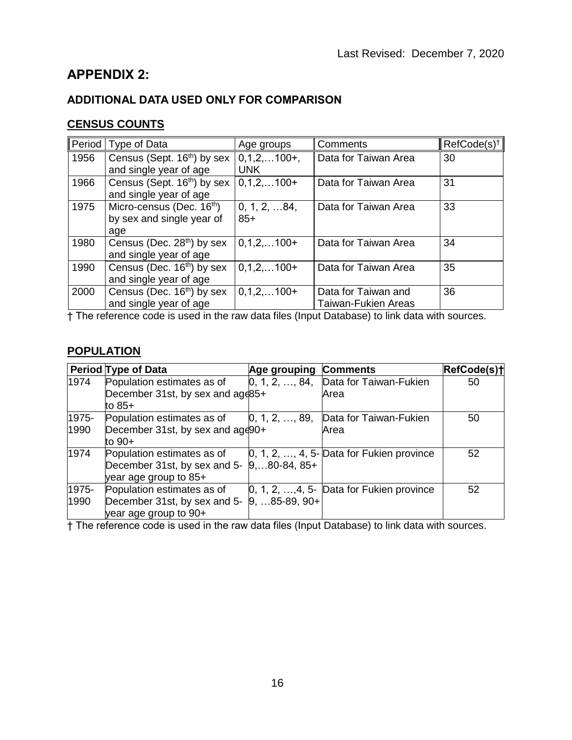Last Revised: December 7, 2020

# APPENDIX 2:

## ADDITIONAL DATA USED ONLY FOR COMPARISON

### CENSUS COUNTS

| Period | Type of Data | Age groups | Comments | RefCode(s)† |
|---|---|---|---|---|
| 1956 | Census (Sept. 16th) by sex and single year of age | 0,1,2,…100+, UNK | Data for Taiwan Area | 30 |
| 1966 | Census (Sept. 16th) by sex and single year of age | 0,1,2,…100+ | Data for Taiwan Area | 31 |
| 1975 | Micro-census (Dec. 16th) by sex and single year of age | 0, 1, 2, …84, 85+ | Data for Taiwan Area | 33 |
| 1980 | Census (Dec. 28th) by sex and single year of age | 0,1,2,…100+ | Data for Taiwan Area | 34 |
| 1990 | Census (Dec. 16th) by sex and single year of age | 0,1,2,…100+ | Data for Taiwan Area | 35 |
| 2000 | Census (Dec. 16th) by sex and single year of age | 0,1,2,…100+ | Data for Taiwan and Taiwan-Fukien Areas | 36 |

† The reference code is used in the raw data files (Input Database) to link data with sources.

### POPULATION

| Period | Type of Data | Age grouping | Comments | RefCode(s)† |
|---|---|---|---|---|
| 1974 | Population estimates as of December 31st, by sex and age to 85+ | 0, 1, 2, …, 84, 85+ | Data for Taiwan-Fukien Area | 50 |
| 1975-1990 | Population estimates as of December 31st, by sex and age to 90+ | 0, 1, 2, …, 89, 90+ | Data for Taiwan-Fukien Area | 50 |
| 1974 | Population estimates as of December 31st, by sex and 5-year age group to 85+ | 0, 1, 2, …, 4, 5-9,…80-84, 85+ | Data for Fukien province | 52 |
| 1975-1990 | Population estimates as of December 31st, by sex and 5-year age group to 90+ | 0, 1, 2, …,4, 5-9, …85-89, 90+ | Data for Fukien province | 52 |

† The reference code is used in the raw data files (Input Database) to link data with sources.